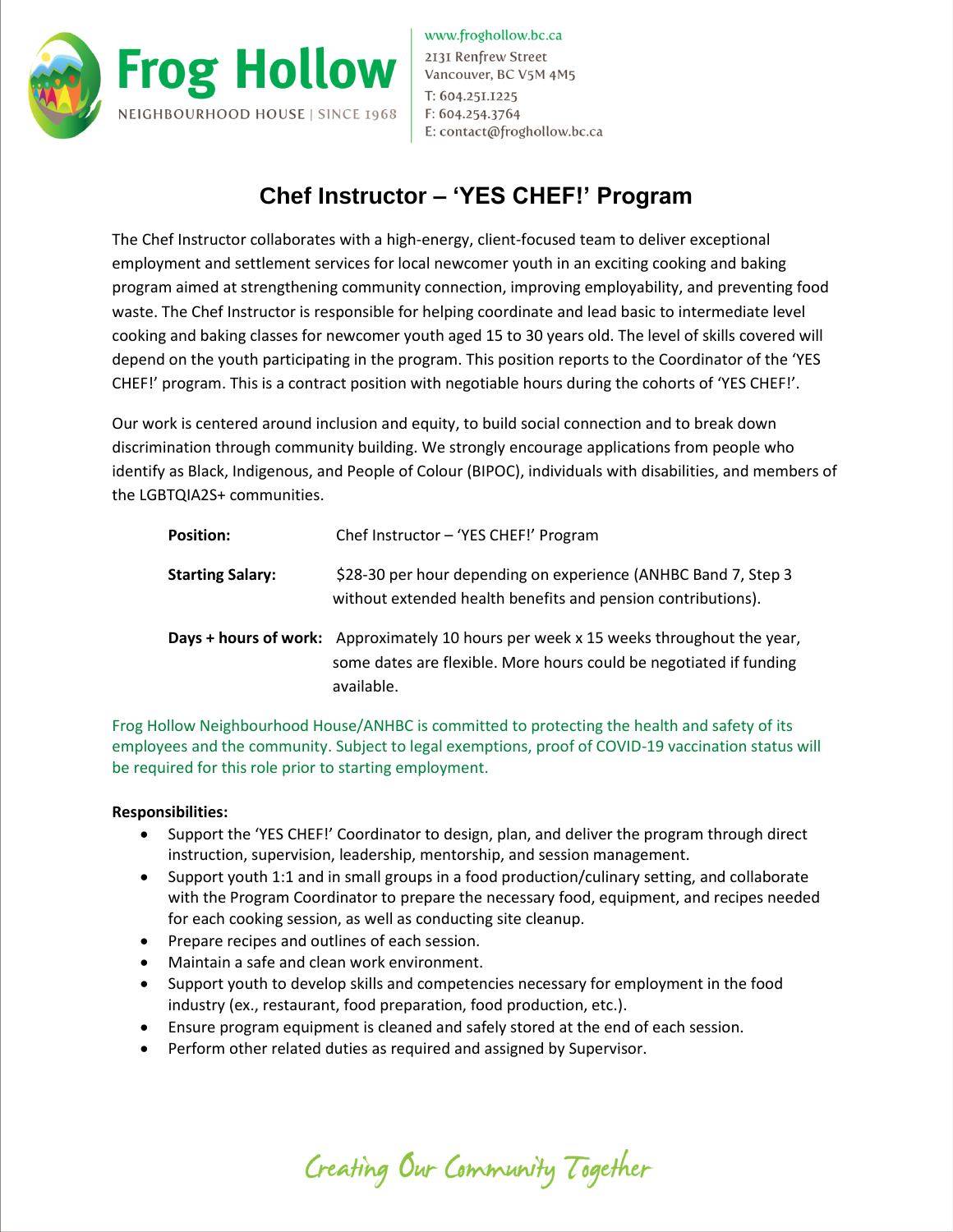Frog Hollow
NEIGHBOURHOOD HOUSE | SINCE 1968

www.froghollow.bc.ca
2131 Renfrew Street
Vancouver, BC V5M 4M5
T: 604.251.1225
F: 604.254.3764
E: contact@froghollow.bc.ca

# Chef Instructor – 'YES CHEF!' Program

The Chef Instructor collaborates with a high-energy, client-focused team to deliver exceptional employment and settlement services for local newcomer youth in an exciting cooking and baking program aimed at strengthening community connection, improving employability, and preventing food waste. The Chef Instructor is responsible for helping coordinate and lead basic to intermediate level cooking and baking classes for newcomer youth aged 15 to 30 years old. The level of skills covered will depend on the youth participating in the program. This position reports to the Coordinator of the 'YES CHEF!' program. This is a contract position with negotiable hours during the cohorts of 'YES CHEF!'.

Our work is centered around inclusion and equity, to build social connection and to break down discrimination through community building. We strongly encourage applications from people who identify as Black, Indigenous, and People of Colour (BIPOC), individuals with disabilities, and members of the LGBTQIA2S+ communities.

| | |
|---|---|
| **Position:** | Chef Instructor – 'YES CHEF!' Program |
| **Starting Salary:** | $28-30 per hour depending on experience (ANHBC Band 7, Step 3 without extended health benefits and pension contributions). |
| **Days + hours of work:** | Approximately 10 hours per week x 15 weeks throughout the year, some dates are flexible. More hours could be negotiated if funding available. |

Frog Hollow Neighbourhood House/ANHBC is committed to protecting the health and safety of its employees and the community. Subject to legal exemptions, proof of COVID-19 vaccination status will be required for this role prior to starting employment.

**Responsibilities:**

- Support the 'YES CHEF!' Coordinator to design, plan, and deliver the program through direct instruction, supervision, leadership, mentorship, and session management.
- Support youth 1:1 and in small groups in a food production/culinary setting, and collaborate with the Program Coordinator to prepare the necessary food, equipment, and recipes needed for each cooking session, as well as conducting site cleanup.
- Prepare recipes and outlines of each session.
- Maintain a safe and clean work environment.
- Support youth to develop skills and competencies necessary for employment in the food industry (ex., restaurant, food preparation, food production, etc.).
- Ensure program equipment is cleaned and safely stored at the end of each session.
- Perform other related duties as required and assigned by Supervisor.

*Creating Our Community Together*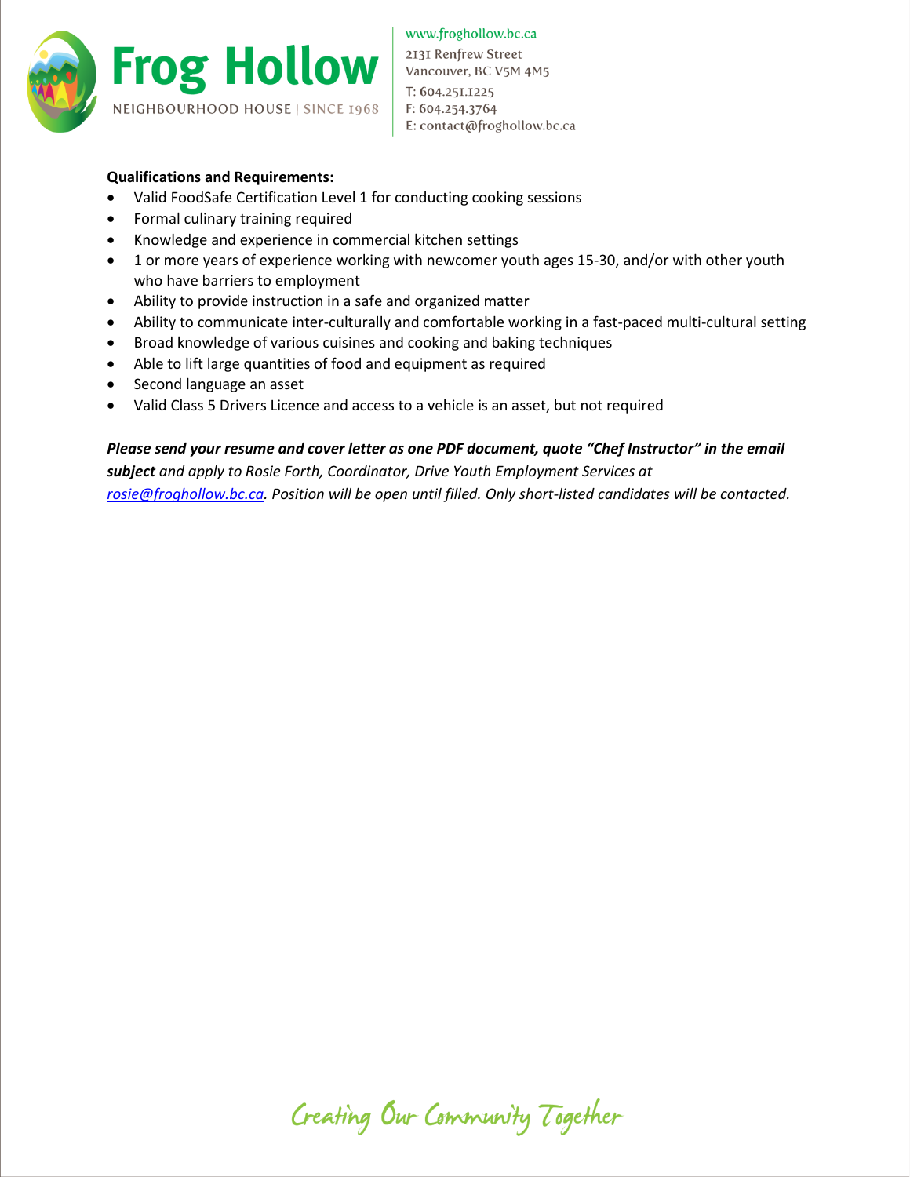**Qualifications and Requirements:**

- Valid FoodSafe Certification Level 1 for conducting cooking sessions
- Formal culinary training required
- Knowledge and experience in commercial kitchen settings
- 1 or more years of experience working with newcomer youth ages 15-30, and/or with other youth who have barriers to employment
- Ability to provide instruction in a safe and organized matter
- Ability to communicate inter-culturally and comfortable working in a fast-paced multi-cultural setting
- Broad knowledge of various cuisines and cooking and baking techniques
- Able to lift large quantities of food and equipment as required
- Second language an asset
- Valid Class 5 Drivers Licence and access to a vehicle is an asset, but not required

***Please send your resume and cover letter as one PDF document, quote "Chef Instructor" in the email subject*** *and apply to Rosie Forth, Coordinator, Drive Youth Employment Services at rosie@froghollow.bc.ca. Position will be open until filled. Only short-listed candidates will be contacted.*